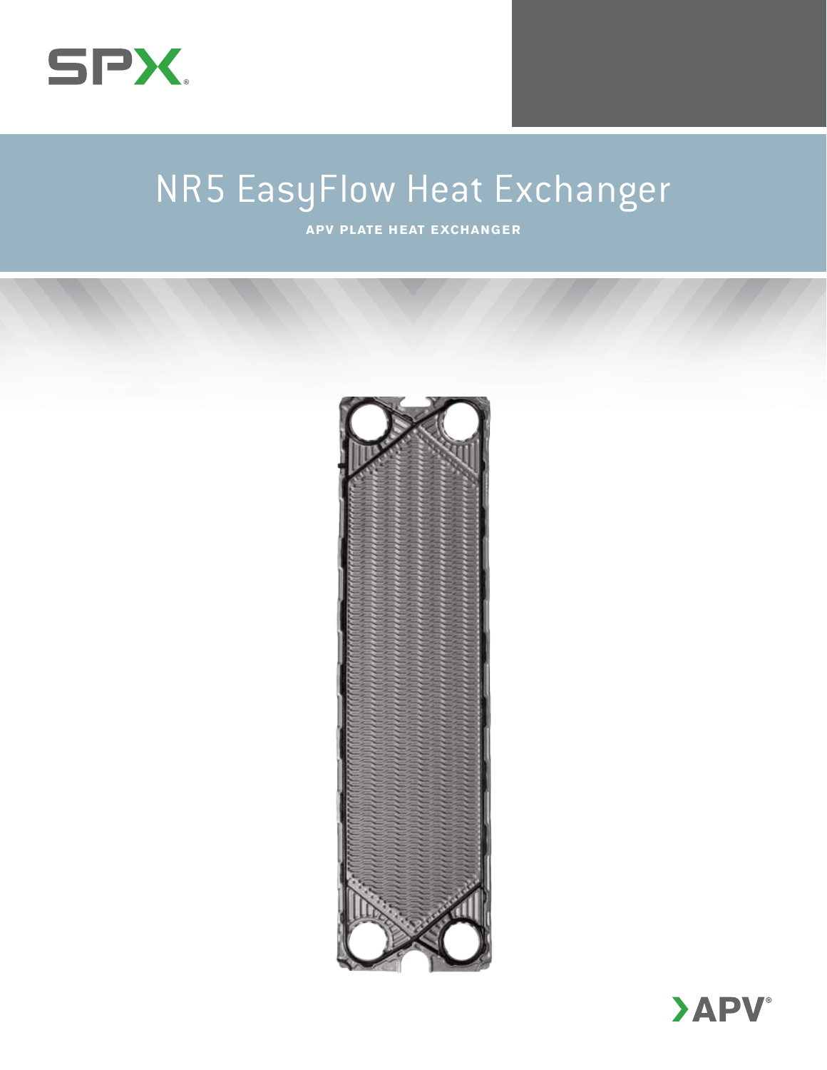SPX

# NR5 EasyFlow Heat Exchanger

**APV PLATE HEAT EXCHANGER**

APV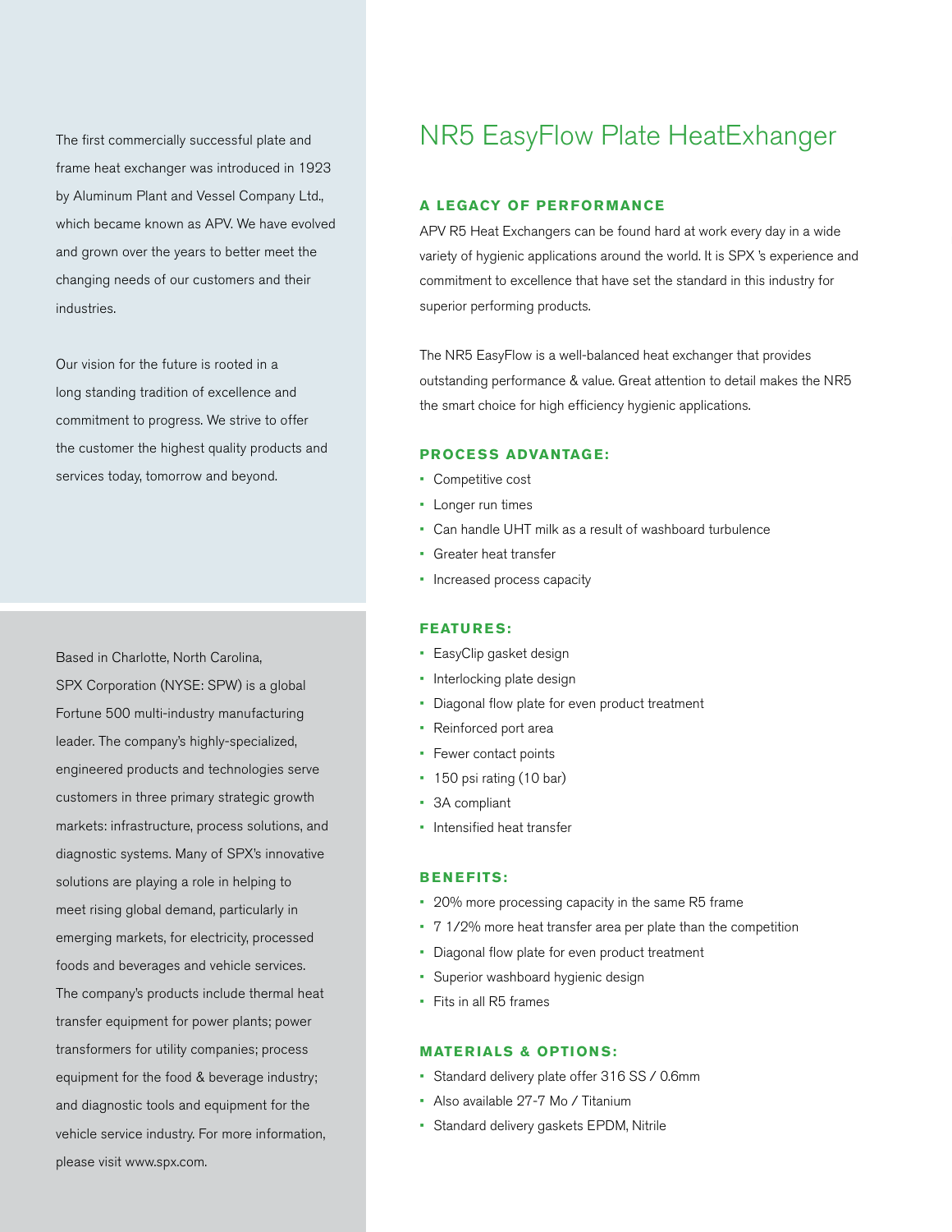The first commercially successful plate and frame heat exchanger was introduced in 1923 by Aluminum Plant and Vessel Company Ltd., which became known as APV. We have evolved and grown over the years to better meet the changing needs of our customers and their industries.

Our vision for the future is rooted in a long standing tradition of excellence and commitment to progress. We strive to offer the customer the highest quality products and services today, tomorrow and beyond.

Based in Charlotte, North Carolina, SPX Corporation (NYSE: SPW) is a global Fortune 500 multi-industry manufacturing leader. The company's highly-specialized, engineered products and technologies serve customers in three primary strategic growth markets: infrastructure, process solutions, and diagnostic systems. Many of SPX's innovative solutions are playing a role in helping to meet rising global demand, particularly in emerging markets, for electricity, processed foods and beverages and vehicle services. The company's products include thermal heat transfer equipment for power plants; power transformers for utility companies; process equipment for the food & beverage industry; and diagnostic tools and equipment for the vehicle service industry. For more information, please visit www.spx.com.

# NR5 EasyFlow Plate HeatExhanger

### A LEGACY OF PERFORMANCE

APV R5 Heat Exchangers can be found hard at work every day in a wide variety of hygienic applications around the world. It is SPX 's experience and commitment to excellence that have set the standard in this industry for superior performing products.

The NR5 EasyFlow is a well-balanced heat exchanger that provides outstanding performance & value. Great attention to detail makes the NR5 the smart choice for high efficiency hygienic applications.

### PROCESS ADVANTAGE:

- Competitive cost
- Longer run times
- Can handle UHT milk as a result of washboard turbulence
- Greater heat transfer
- Increased process capacity

### FEATURES:

- EasyClip gasket design
- Interlocking plate design
- Diagonal flow plate for even product treatment
- Reinforced port area
- Fewer contact points
- 150 psi rating (10 bar)
- 3A compliant
- Intensified heat transfer

### BENEFITS:

- 20% more processing capacity in the same R5 frame
- 7 1/2% more heat transfer area per plate than the competition
- Diagonal flow plate for even product treatment
- Superior washboard hygienic design
- Fits in all R5 frames

### MATERIALS & OPTIONS:

- Standard delivery plate offer 316 SS / 0.6mm
- Also available 27-7 Mo / Titanium
- Standard delivery gaskets EPDM, Nitrile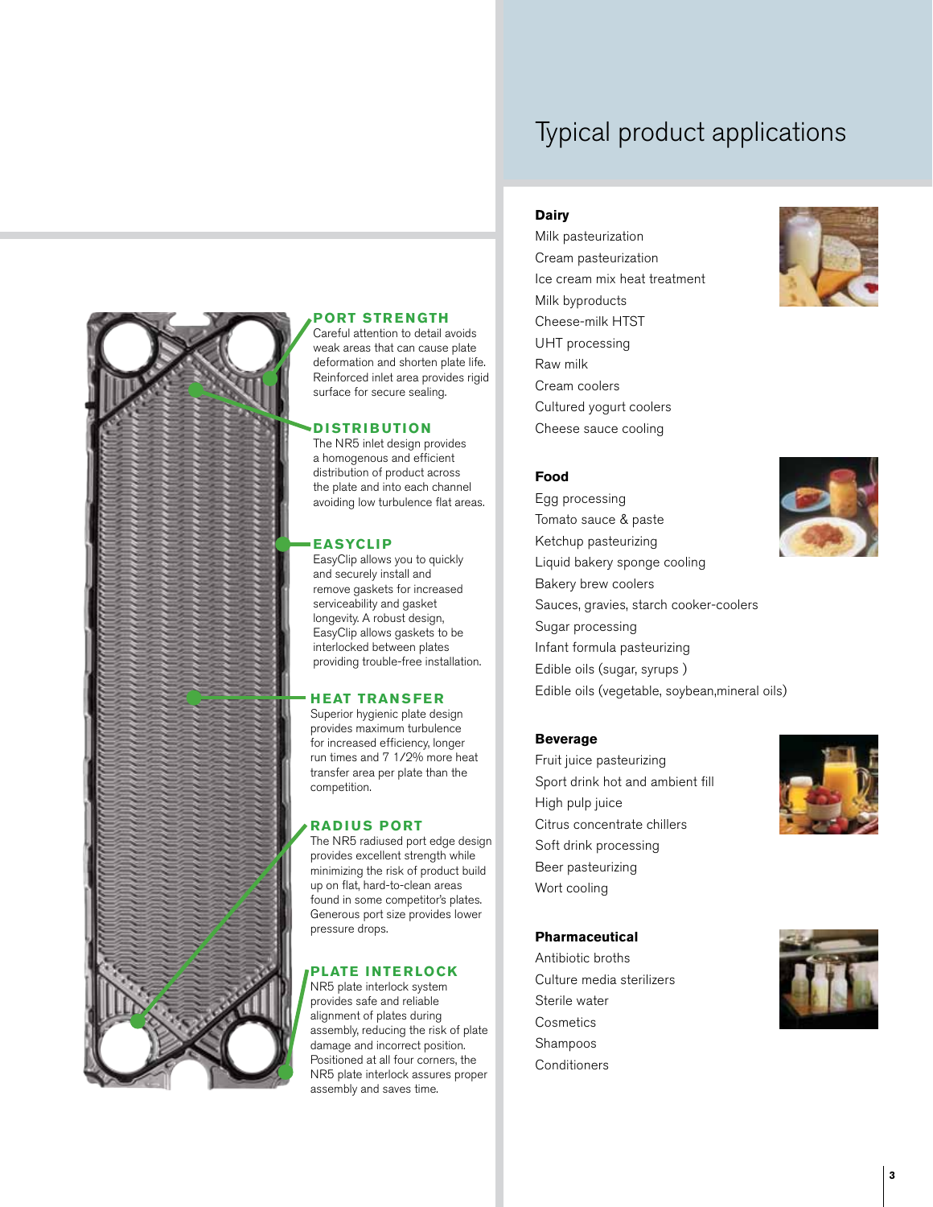## PORT STRENGTH

Careful attention to detail avoids weak areas that can cause plate deformation and shorten plate life. Reinforced inlet area provides rigid surface for secure sealing.

## DISTRIBUTION

The NR5 inlet design provides a homogenous and efficient distribution of product across the plate and into each channel avoiding low turbulence flat areas.

## EASYCLIP

EasyClip allows you to quickly and securely install and remove gaskets for increased serviceability and gasket longevity. A robust design, EasyClip allows gaskets to be interlocked between plates providing trouble-free installation.

## HEAT TRANSFER

Superior hygienic plate design provides maximum turbulence for increased efficiency, longer run times and 7 1/2% more heat transfer area per plate than the competition.

## RADIUS PORT

The NR5 radiused port edge design provides excellent strength while minimizing the risk of product build up on flat, hard-to-clean areas found in some competitor's plates. Generous port size provides lower pressure drops.

## PLATE INTERLOCK

NR5 plate interlock system provides safe and reliable alignment of plates during assembly, reducing the risk of plate damage and incorrect position. Positioned at all four corners, the NR5 plate interlock assures proper assembly and saves time.

# Typical product applications

**Dairy**

- Milk pasteurization
- Cream pasteurization
- Ice cream mix heat treatment
- Milk byproducts
- Cheese-milk HTST
- UHT processing
- Raw milk
- Cream coolers
- Cultured yogurt coolers
- Cheese sauce cooling

**Food**

- Egg processing
- Tomato sauce & paste
- Ketchup pasteurizing
- Liquid bakery sponge cooling
- Bakery brew coolers
- Sauces, gravies, starch cooker-coolers
- Sugar processing
- Infant formula pasteurizing
- Edible oils (sugar, syrups )
- Edible oils (vegetable, soybean,mineral oils)

**Beverage**

- Fruit juice pasteurizing
- Sport drink hot and ambient fill
- High pulp juice
- Citrus concentrate chillers
- Soft drink processing
- Beer pasteurizing
- Wort cooling

**Pharmaceutical**

- Antibiotic broths
- Culture media sterilizers
- Sterile water
- Cosmetics
- Shampoos
- Conditioners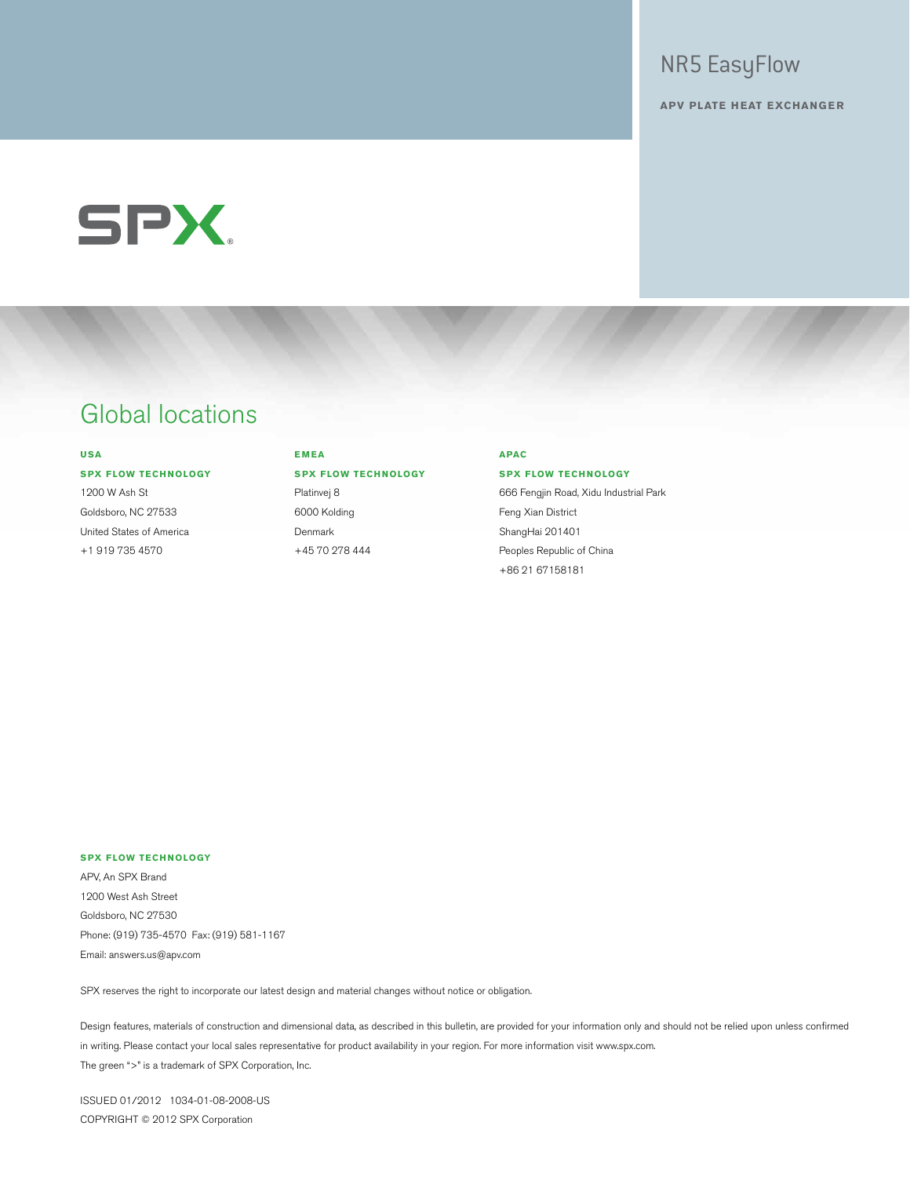NR5 EasyFlow

**APV PLATE HEAT EXCHANGER**

SPX

# Global locations

**USA**

**SPX FLOW TECHNOLOGY**

1200 W Ash St
Goldsboro, NC 27533
United States of America
+1 919 735 4570

**EMEA**

**SPX FLOW TECHNOLOGY**

Platinvej 8
6000 Kolding
Denmark
+45 70 278 444

**APAC**

**SPX FLOW TECHNOLOGY**

666 Fengjin Road, Xidu Industrial Park
Feng Xian District
ShangHai 201401
Peoples Republic of China
+86 21 67158181

**SPX FLOW TECHNOLOGY**

APV, An SPX Brand
1200 West Ash Street
Goldsboro, NC 27530
Phone: (919) 735-4570 Fax: (919) 581-1167
Email: answers.us@apv.com

SPX reserves the right to incorporate our latest design and material changes without notice or obligation.

Design features, materials of construction and dimensional data, as described in this bulletin, are provided for your information only and should not be relied upon unless confirmed in writing. Please contact your local sales representative for product availability in your region. For more information visit www.spx.com.
The green ">" is a trademark of SPX Corporation, Inc.

ISSUED 01/2012 1034-01-08-2008-US
COPYRIGHT © 2012 SPX Corporation